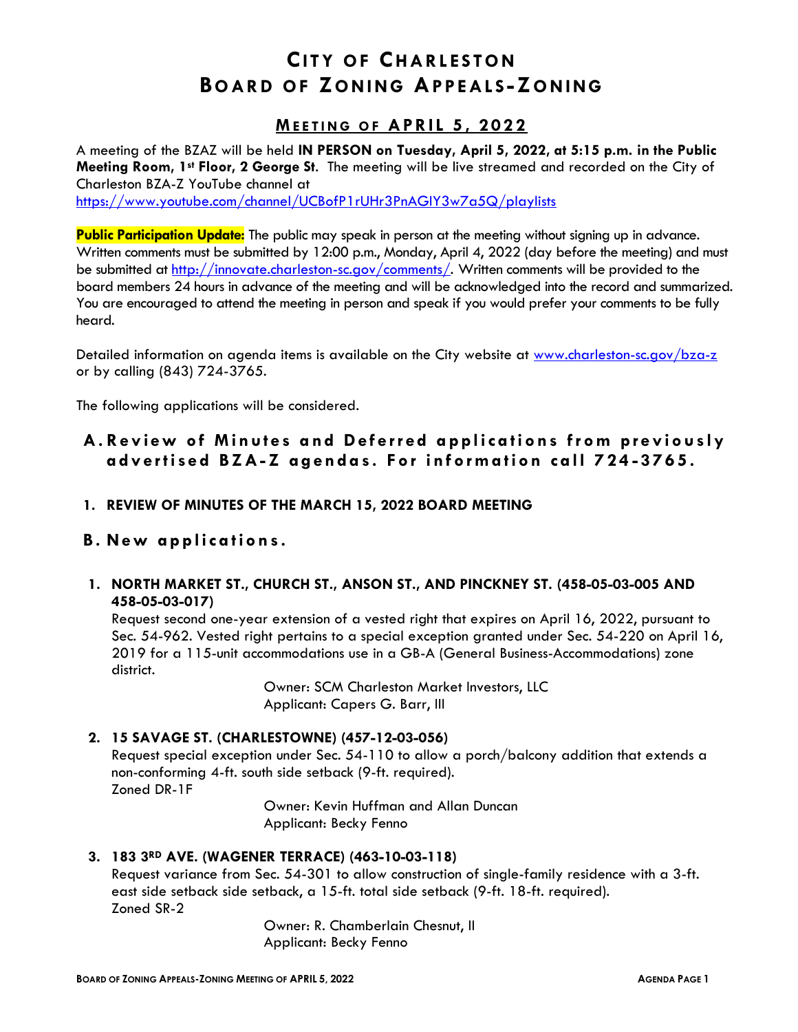# City of Charleston
# Board of Zoning Appeals-Zoning

## Meeting of APRIL 5, 2022

A meeting of the BZAZ will be held **IN PERSON on Tuesday, April 5, 2022, at 5:15 p.m. in the Public Meeting Room, 1st Floor, 2 George St.** The meeting will be live streamed and recorded on the City of Charleston BZA-Z YouTube channel at https://www.youtube.com/channel/UCBofP1rUHr3PnAGIY3w7a5Q/playlists

**Public Participation Update:** The public may speak in person at the meeting without signing up in advance. Written comments must be submitted by 12:00 p.m., Monday, April 4, 2022 (day before the meeting) and must be submitted at http://innovate.charleston-sc.gov/comments/. Written comments will be provided to the board members 24 hours in advance of the meeting and will be acknowledged into the record and summarized. You are encouraged to attend the meeting in person and speak if you would prefer your comments to be fully heard.

Detailed information on agenda items is available on the City website at www.charleston-sc.gov/bza-z or by calling (843) 724-3765.

The following applications will be considered.

## A. Review of Minutes and Deferred applications from previously advertised BZA-Z agendas. For information call 724-3765.

1. **REVIEW OF MINUTES OF THE MARCH 15, 2022 BOARD MEETING**

## B. New applications.

1. **NORTH MARKET ST., CHURCH ST., ANSON ST., AND PINCKNEY ST. (458-05-03-005 AND 458-05-03-017)**
   Request second one-year extension of a vested right that expires on April 16, 2022, pursuant to Sec. 54-962. Vested right pertains to a special exception granted under Sec. 54-220 on April 16, 2019 for a 115-unit accommodations use in a GB-A (General Business-Accommodations) zone district.

   Owner: SCM Charleston Market Investors, LLC
   Applicant: Capers G. Barr, III

2. **15 SAVAGE ST. (CHARLESTOWNE) (457-12-03-056)**
   Request special exception under Sec. 54-110 to allow a porch/balcony addition that extends a non-conforming 4-ft. south side setback (9-ft. required).
   Zoned DR-1F

   Owner: Kevin Huffman and Allan Duncan
   Applicant: Becky Fenno

3. **183 3RD AVE. (WAGENER TERRACE) (463-10-03-118)**
   Request variance from Sec. 54-301 to allow construction of single-family residence with a 3-ft. east side setback side setback, a 15-ft. total side setback (9-ft. 18-ft. required).
   Zoned SR-2

   Owner: R. Chamberlain Chesnut, II
   Applicant: Becky Fenno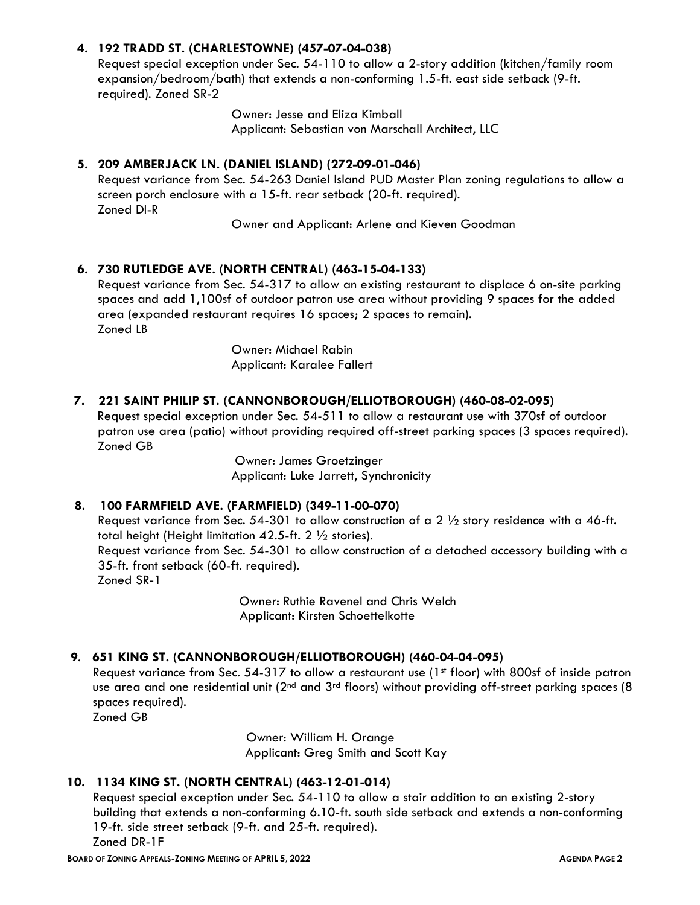4. **192 TRADD ST. (CHARLESTOWNE) (457-07-04-038)**
   Request special exception under Sec. 54-110 to allow a 2-story addition (kitchen/family room expansion/bedroom/bath) that extends a non-conforming 1.5-ft. east side setback (9-ft. required). Zoned SR-2

   Owner: Jesse and Eliza Kimball
   Applicant: Sebastian von Marschall Architect, LLC

5. **209 AMBERJACK LN. (DANIEL ISLAND) (272-09-01-046)**
   Request variance from Sec. 54-263 Daniel Island PUD Master Plan zoning regulations to allow a screen porch enclosure with a 15-ft. rear setback (20-ft. required).
   Zoned DI-R

   Owner and Applicant: Arlene and Kieven Goodman

6. **730 RUTLEDGE AVE. (NORTH CENTRAL) (463-15-04-133)**
   Request variance from Sec. 54-317 to allow an existing restaurant to displace 6 on-site parking spaces and add 1,100sf of outdoor patron use area without providing 9 spaces for the added area (expanded restaurant requires 16 spaces; 2 spaces to remain).
   Zoned LB

   Owner: Michael Rabin
   Applicant: Karalee Fallert

7. **221 SAINT PHILIP ST. (CANNONBOROUGH/ELLIOTBOROUGH) (460-08-02-095)**
   Request special exception under Sec. 54-511 to allow a restaurant use with 370sf of outdoor patron use area (patio) without providing required off-street parking spaces (3 spaces required).
   Zoned GB

   Owner: James Groetzinger
   Applicant: Luke Jarrett, Synchronicity

8. **100 FARMFIELD AVE. (FARMFIELD) (349-11-00-070)**
   Request variance from Sec. 54-301 to allow construction of a 2 ½ story residence with a 46-ft. total height (Height limitation 42.5-ft. 2 ½ stories).
   Request variance from Sec. 54-301 to allow construction of a detached accessory building with a 35-ft. front setback (60-ft. required).
   Zoned SR-1

   Owner: Ruthie Ravenel and Chris Welch
   Applicant: Kirsten Schoettelkotte

9. **651 KING ST. (CANNONBOROUGH/ELLIOTBOROUGH) (460-04-04-095)**
   Request variance from Sec. 54-317 to allow a restaurant use (1st floor) with 800sf of inside patron use area and one residential unit (2nd and 3rd floors) without providing off-street parking spaces (8 spaces required).
   Zoned GB

   Owner: William H. Orange
   Applicant: Greg Smith and Scott Kay

10. **1134 KING ST. (NORTH CENTRAL) (463-12-01-014)**
    Request special exception under Sec. 54-110 to allow a stair addition to an existing 2-story building that extends a non-conforming 6.10-ft. south side setback and extends a non-conforming 19-ft. side street setback (9-ft. and 25-ft. required).
    Zoned DR-1F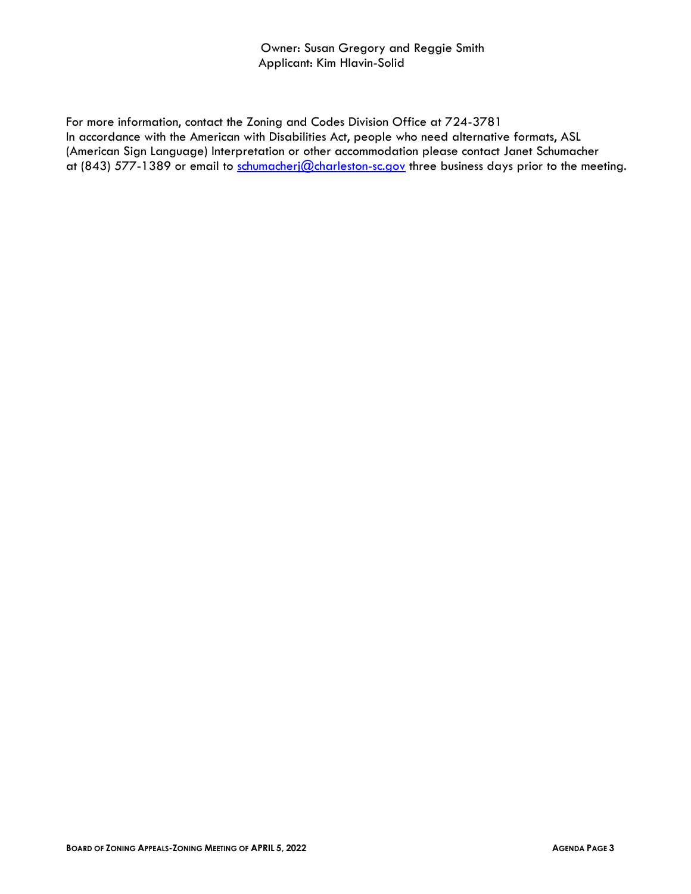Owner: Susan Gregory and Reggie Smith
Applicant: Kim Hlavin-Solid

For more information, contact the Zoning and Codes Division Office at 724-3781
In accordance with the American with Disabilities Act, people who need alternative formats, ASL (American Sign Language) Interpretation or other accommodation please contact Janet Schumacher at (843) 577-1389 or email to schumacherj@charleston-sc.gov three business days prior to the meeting.